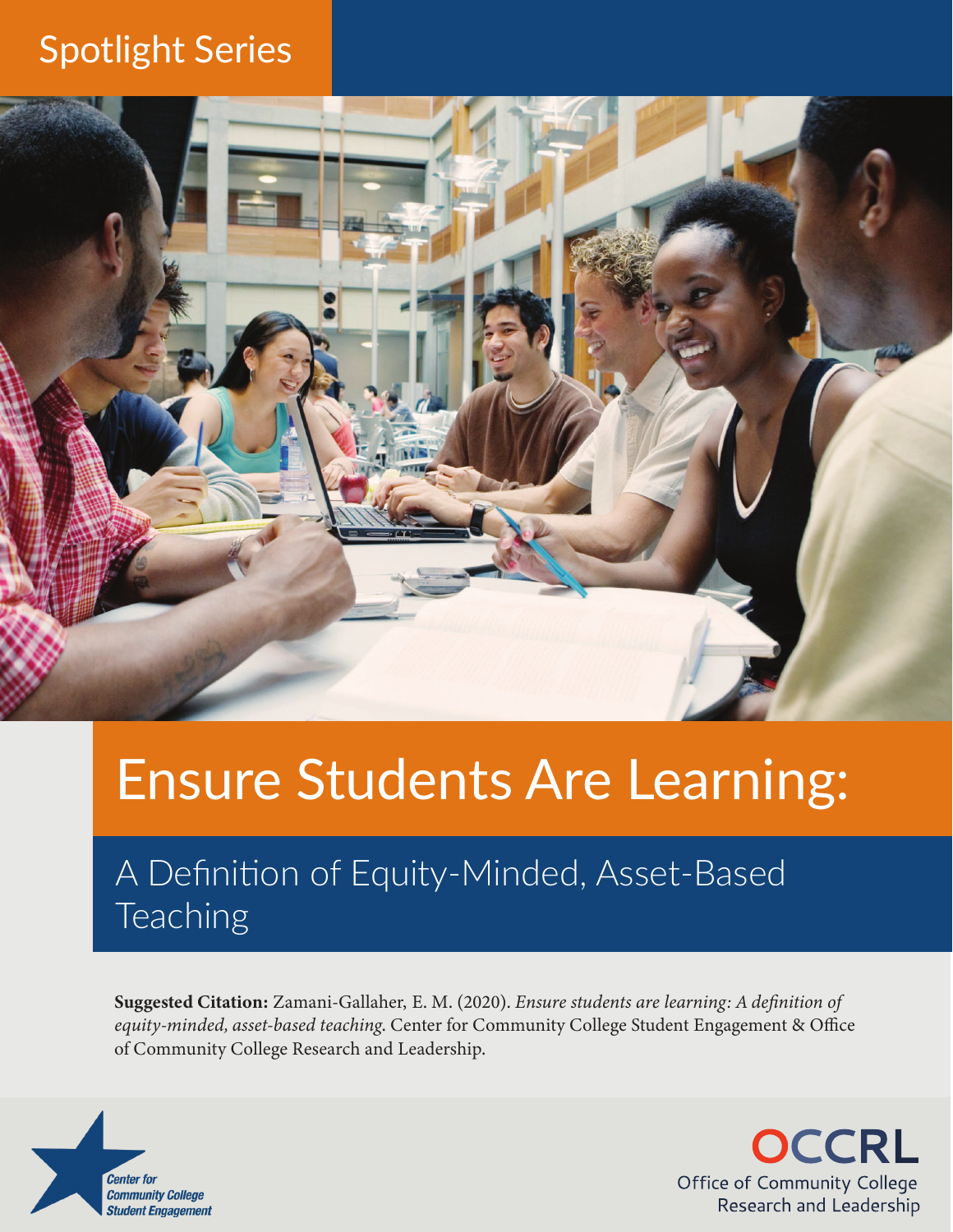Spotlight Series

# Ensure Students Are Learning:

## A Definition of Equity-Minded, Asset-Based Teaching

**Suggested Citation:** Zamani-Gallaher, E. M. (2020). *Ensure students are learning: A definition of equity-minded, asset-based teaching*. Center for Community College Student Engagement & Office of Community College Research and Leadership.

Center for Community College Student Engagement

OCCRL
Office of Community College Research and Leadership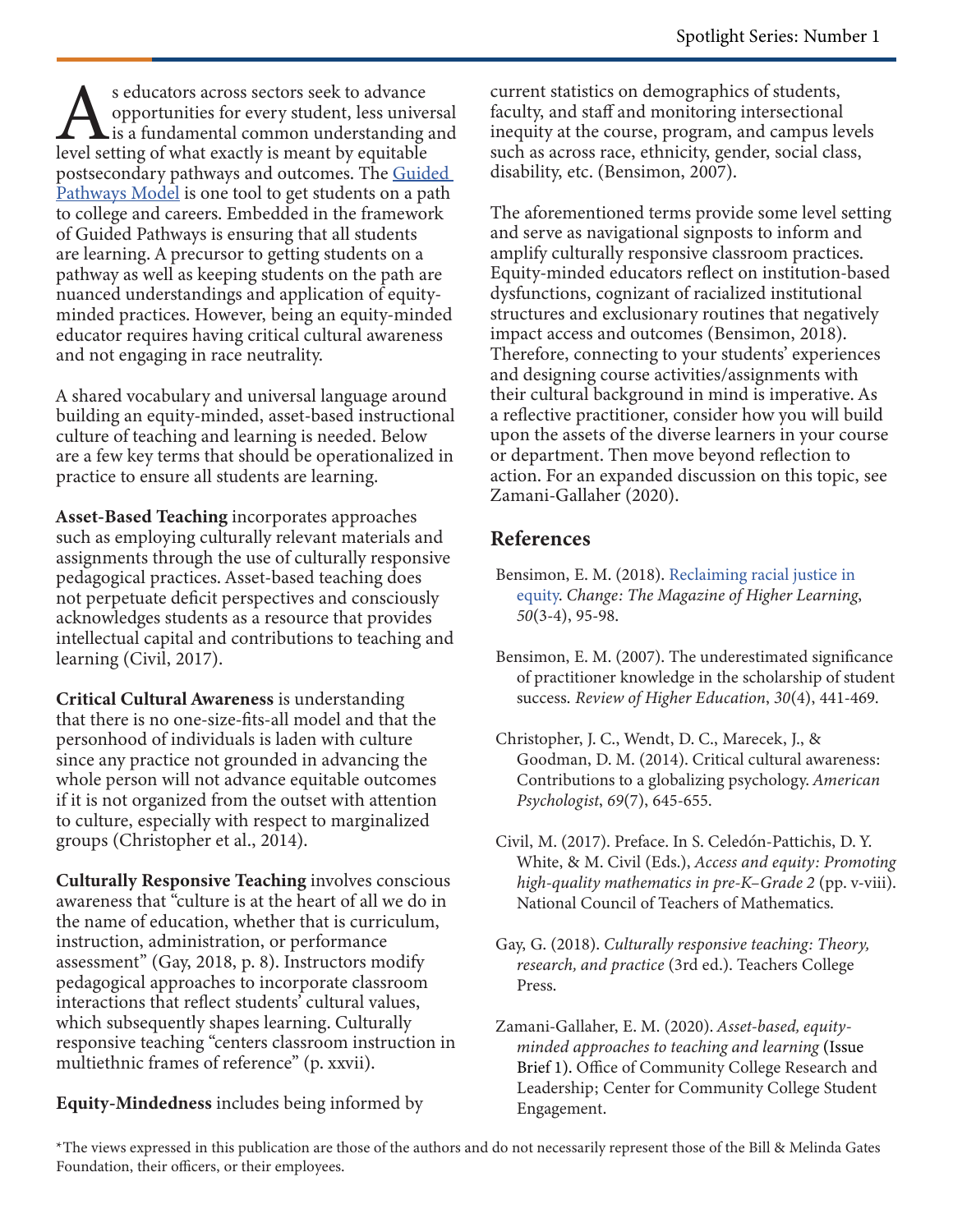As educators across sectors seek to advance opportunities for every student, less universal is a fundamental common understanding and level setting of what exactly is meant by equitable postsecondary pathways and outcomes. The [Guided Pathways Model](#) is one tool to get students on a path to college and careers. Embedded in the framework of Guided Pathways is ensuring that all students are learning. A precursor to getting students on a pathway as well as keeping students on the path are nuanced understandings and application of equity-minded practices. However, being an equity-minded educator requires having critical cultural awareness and not engaging in race neutrality.

A shared vocabulary and universal language around building an equity-minded, asset-based instructional culture of teaching and learning is needed. Below are a few key terms that should be operationalized in practice to ensure all students are learning.

**Asset-Based Teaching** incorporates approaches such as employing culturally relevant materials and assignments through the use of culturally responsive pedagogical practices. Asset-based teaching does not perpetuate deficit perspectives and consciously acknowledges students as a resource that provides intellectual capital and contributions to teaching and learning (Civil, 2017).

**Critical Cultural Awareness** is understanding that there is no one-size-fits-all model and that the personhood of individuals is laden with culture since any practice not grounded in advancing the whole person will not advance equitable outcomes if it is not organized from the outset with attention to culture, especially with respect to marginalized groups (Christopher et al., 2014).

**Culturally Responsive Teaching** involves conscious awareness that "culture is at the heart of all we do in the name of education, whether that is curriculum, instruction, administration, or performance assessment" (Gay, 2018, p. 8). Instructors modify pedagogical approaches to incorporate classroom interactions that reflect students' cultural values, which subsequently shapes learning. Culturally responsive teaching "centers classroom instruction in multiethnic frames of reference" (p. xxvii).

**Equity-Mindedness** includes being informed by current statistics on demographics of students, faculty, and staff and monitoring intersectional inequity at the course, program, and campus levels such as across race, ethnicity, gender, social class, disability, etc. (Bensimon, 2007).

The aforementioned terms provide some level setting and serve as navigational signposts to inform and amplify culturally responsive classroom practices. Equity-minded educators reflect on institution-based dysfunctions, cognizant of racialized institutional structures and exclusionary routines that negatively impact access and outcomes (Bensimon, 2018). Therefore, connecting to your students' experiences and designing course activities/assignments with their cultural background in mind is imperative. As a reflective practitioner, consider how you will build upon the assets of the diverse learners in your course or department. Then move beyond reflection to action. For an expanded discussion on this topic, see Zamani-Gallaher (2020).

## References

Bensimon, E. M. (2018). Reclaiming racial justice in equity. *Change: The Magazine of Higher Learning*, *50*(3-4), 95-98.

Bensimon, E. M. (2007). The underestimated significance of practitioner knowledge in the scholarship of student success. *Review of Higher Education*, *30*(4), 441-469.

Christopher, J. C., Wendt, D. C., Marecek, J., & Goodman, D. M. (2014). Critical cultural awareness: Contributions to a globalizing psychology. *American Psychologist*, *69*(7), 645-655.

Civil, M. (2017). Preface. In S. Celedón-Pattichis, D. Y. White, & M. Civil (Eds.), *Access and equity: Promoting high-quality mathematics in pre-K–Grade 2* (pp. v-viii). National Council of Teachers of Mathematics.

Gay, G. (2018). *Culturally responsive teaching: Theory, research, and practice* (3rd ed.). Teachers College Press.

Zamani-Gallaher, E. M. (2020). *Asset-based, equity-minded approaches to teaching and learning* (Issue Brief 1). Office of Community College Research and Leadership; Center for Community College Student Engagement.

*The views expressed in this publication are those of the authors and do not necessarily represent those of the Bill & Melinda Gates Foundation, their officers, or their employees.